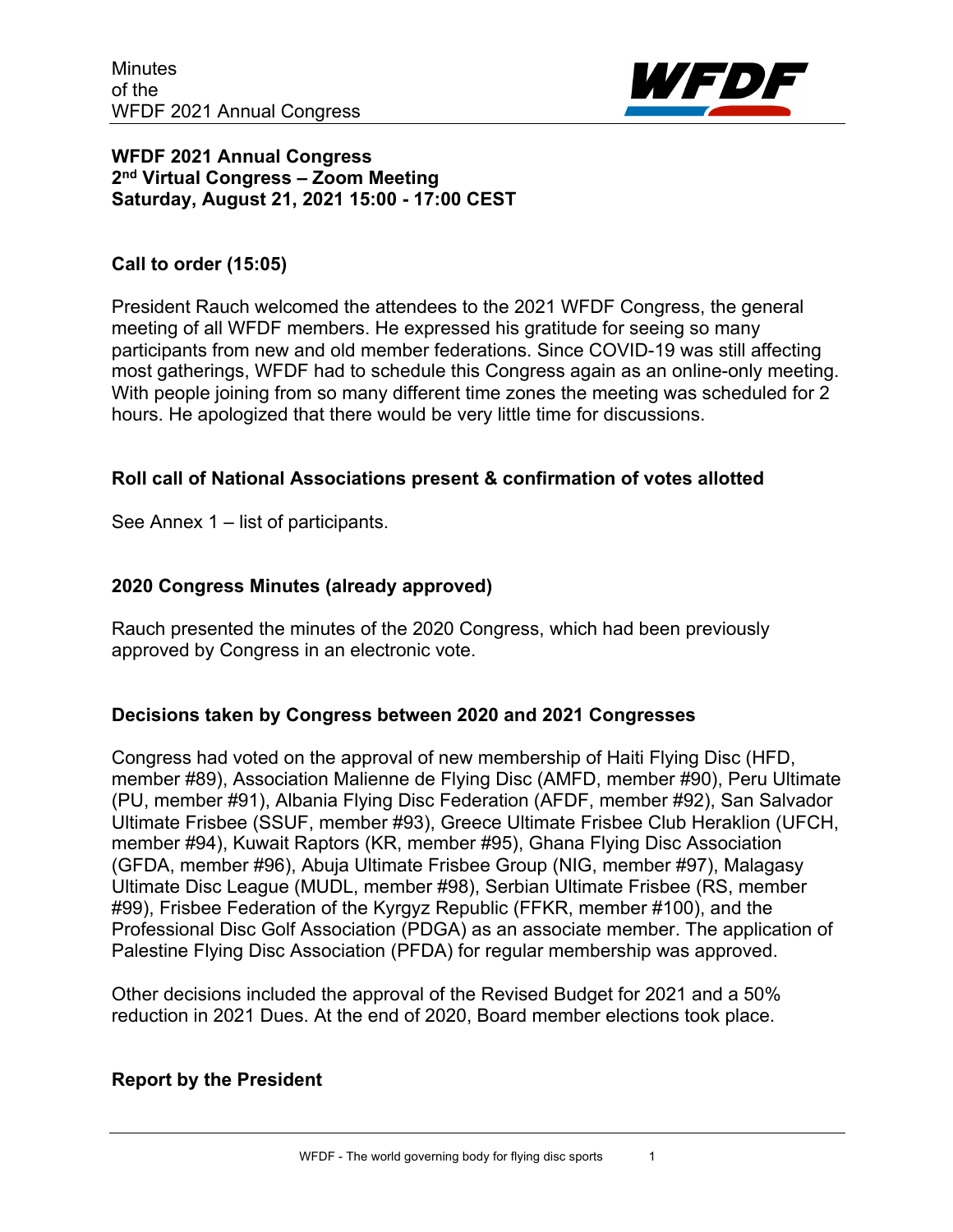# WFDF 2021 Annual Congress
## 2nd Virtual Congress – Zoom Meeting
## Saturday, August 21, 2021 15:00 - 17:00 CEST

### Call to order (15:05)

President Rauch welcomed the attendees to the 2021 WFDF Congress, the general meeting of all WFDF members. He expressed his gratitude for seeing so many participants from new and old member federations. Since COVID-19 was still affecting most gatherings, WFDF had to schedule this Congress again as an online-only meeting. With people joining from so many different time zones the meeting was scheduled for 2 hours. He apologized that there would be very little time for discussions.

### Roll call of National Associations present & confirmation of votes allotted

See Annex 1 – list of participants.

### 2020 Congress Minutes (already approved)

Rauch presented the minutes of the 2020 Congress, which had been previously approved by Congress in an electronic vote.

### Decisions taken by Congress between 2020 and 2021 Congresses

Congress had voted on the approval of new membership of Haiti Flying Disc (HFD, member #89), Association Malienne de Flying Disc (AMFD, member #90), Peru Ultimate (PU, member #91), Albania Flying Disc Federation (AFDF, member #92), San Salvador Ultimate Frisbee (SSUF, member #93), Greece Ultimate Frisbee Club Heraklion (UFCH, member #94), Kuwait Raptors (KR, member #95), Ghana Flying Disc Association (GFDA, member #96), Abuja Ultimate Frisbee Group (NIG, member #97), Malagasy Ultimate Disc League (MUDL, member #98), Serbian Ultimate Frisbee (RS, member #99), Frisbee Federation of the Kyrgyz Republic (FFKR, member #100), and the Professional Disc Golf Association (PDGA) as an associate member. The application of Palestine Flying Disc Association (PFDA) for regular membership was approved.

Other decisions included the approval of the Revised Budget for 2021 and a 50% reduction in 2021 Dues. At the end of 2020, Board member elections took place.

### Report by the President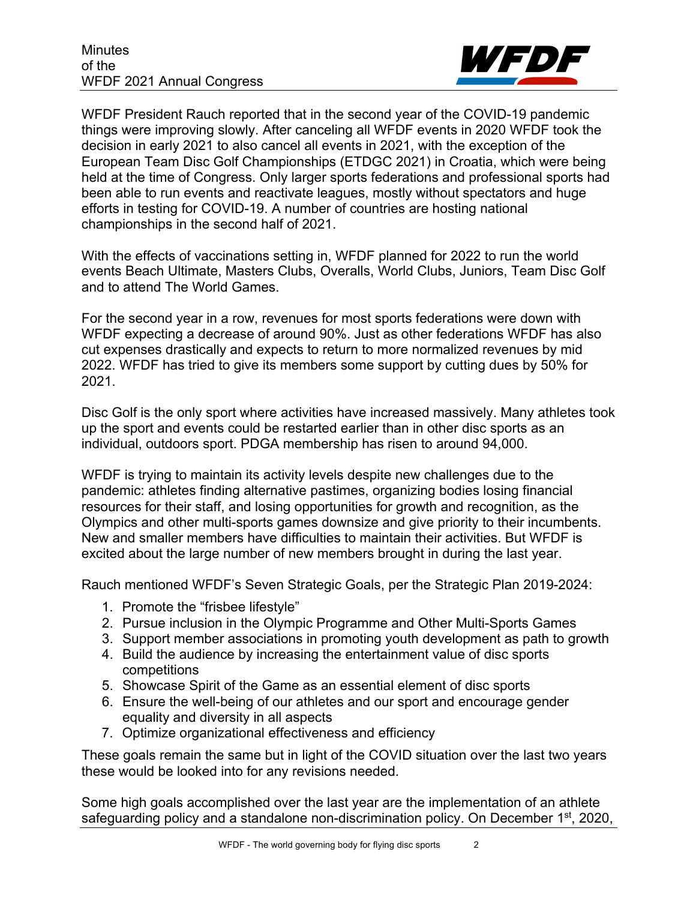WFDF President Rauch reported that in the second year of the COVID-19 pandemic things were improving slowly. After canceling all WFDF events in 2020 WFDF took the decision in early 2021 to also cancel all events in 2021, with the exception of the European Team Disc Golf Championships (ETDGC 2021) in Croatia, which were being held at the time of Congress. Only larger sports federations and professional sports had been able to run events and reactivate leagues, mostly without spectators and huge efforts in testing for COVID-19. A number of countries are hosting national championships in the second half of 2021.

With the effects of vaccinations setting in, WFDF planned for 2022 to run the world events Beach Ultimate, Masters Clubs, Overalls, World Clubs, Juniors, Team Disc Golf and to attend The World Games.

For the second year in a row, revenues for most sports federations were down with WFDF expecting a decrease of around 90%. Just as other federations WFDF has also cut expenses drastically and expects to return to more normalized revenues by mid 2022. WFDF has tried to give its members some support by cutting dues by 50% for 2021.

Disc Golf is the only sport where activities have increased massively. Many athletes took up the sport and events could be restarted earlier than in other disc sports as an individual, outdoors sport. PDGA membership has risen to around 94,000.

WFDF is trying to maintain its activity levels despite new challenges due to the pandemic: athletes finding alternative pastimes, organizing bodies losing financial resources for their staff, and losing opportunities for growth and recognition, as the Olympics and other multi-sports games downsize and give priority to their incumbents. New and smaller members have difficulties to maintain their activities. But WFDF is excited about the large number of new members brought in during the last year.

Rauch mentioned WFDF's Seven Strategic Goals, per the Strategic Plan 2019-2024:

1. Promote the "frisbee lifestyle"
2. Pursue inclusion in the Olympic Programme and Other Multi-Sports Games
3. Support member associations in promoting youth development as path to growth
4. Build the audience by increasing the entertainment value of disc sports competitions
5. Showcase Spirit of the Game as an essential element of disc sports
6. Ensure the well-being of our athletes and our sport and encourage gender equality and diversity in all aspects
7. Optimize organizational effectiveness and efficiency

These goals remain the same but in light of the COVID situation over the last two years these would be looked into for any revisions needed.

Some high goals accomplished over the last year are the implementation of an athlete safeguarding policy and a standalone non-discrimination policy. On December 1st, 2020,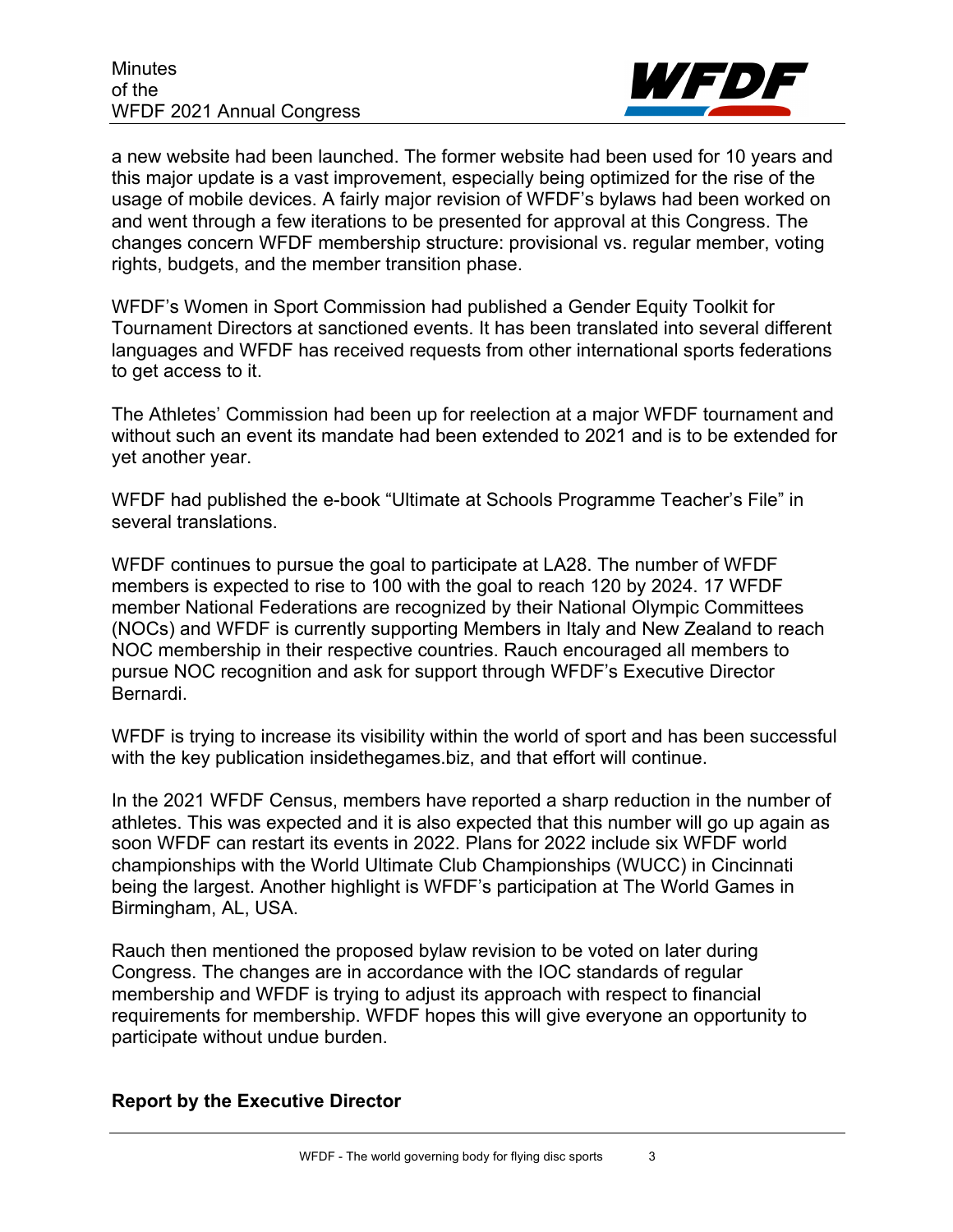a new website had been launched. The former website had been used for 10 years and this major update is a vast improvement, especially being optimized for the rise of the usage of mobile devices. A fairly major revision of WFDF's bylaws had been worked on and went through a few iterations to be presented for approval at this Congress. The changes concern WFDF membership structure: provisional vs. regular member, voting rights, budgets, and the member transition phase.

WFDF's Women in Sport Commission had published a Gender Equity Toolkit for Tournament Directors at sanctioned events. It has been translated into several different languages and WFDF has received requests from other international sports federations to get access to it.

The Athletes' Commission had been up for reelection at a major WFDF tournament and without such an event its mandate had been extended to 2021 and is to be extended for yet another year.

WFDF had published the e-book "Ultimate at Schools Programme Teacher's File" in several translations.

WFDF continues to pursue the goal to participate at LA28. The number of WFDF members is expected to rise to 100 with the goal to reach 120 by 2024. 17 WFDF member National Federations are recognized by their National Olympic Committees (NOCs) and WFDF is currently supporting Members in Italy and New Zealand to reach NOC membership in their respective countries. Rauch encouraged all members to pursue NOC recognition and ask for support through WFDF's Executive Director Bernardi.

WFDF is trying to increase its visibility within the world of sport and has been successful with the key publication insidethegames.biz, and that effort will continue.

In the 2021 WFDF Census, members have reported a sharp reduction in the number of athletes. This was expected and it is also expected that this number will go up again as soon WFDF can restart its events in 2022. Plans for 2022 include six WFDF world championships with the World Ultimate Club Championships (WUCC) in Cincinnati being the largest. Another highlight is WFDF's participation at The World Games in Birmingham, AL, USA.

Rauch then mentioned the proposed bylaw revision to be voted on later during Congress. The changes are in accordance with the IOC standards of regular membership and WFDF is trying to adjust its approach with respect to financial requirements for membership. WFDF hopes this will give everyone an opportunity to participate without undue burden.

**Report by the Executive Director**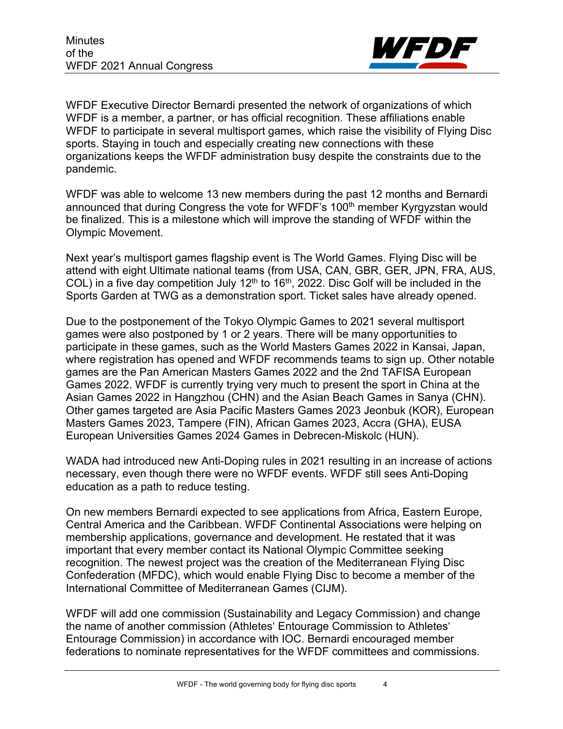WFDF Executive Director Bernardi presented the network of organizations of which WFDF is a member, a partner, or has official recognition. These affiliations enable WFDF to participate in several multisport games, which raise the visibility of Flying Disc sports. Staying in touch and especially creating new connections with these organizations keeps the WFDF administration busy despite the constraints due to the pandemic.

WFDF was able to welcome 13 new members during the past 12 months and Bernardi announced that during Congress the vote for WFDF's 100th member Kyrgyzstan would be finalized. This is a milestone which will improve the standing of WFDF within the Olympic Movement.

Next year's multisport games flagship event is The World Games. Flying Disc will be attend with eight Ultimate national teams (from USA, CAN, GBR, GER, JPN, FRA, AUS, COL) in a five day competition July 12th to 16th, 2022. Disc Golf will be included in the Sports Garden at TWG as a demonstration sport. Ticket sales have already opened.

Due to the postponement of the Tokyo Olympic Games to 2021 several multisport games were also postponed by 1 or 2 years. There will be many opportunities to participate in these games, such as the World Masters Games 2022 in Kansai, Japan, where registration has opened and WFDF recommends teams to sign up. Other notable games are the Pan American Masters Games 2022 and the 2nd TAFISA European Games 2022. WFDF is currently trying very much to present the sport in China at the Asian Games 2022 in Hangzhou (CHN) and the Asian Beach Games in Sanya (CHN). Other games targeted are Asia Pacific Masters Games 2023 Jeonbuk (KOR), European Masters Games 2023, Tampere (FIN), African Games 2023, Accra (GHA), EUSA European Universities Games 2024 Games in Debrecen-Miskolc (HUN).

WADA had introduced new Anti-Doping rules in 2021 resulting in an increase of actions necessary, even though there were no WFDF events. WFDF still sees Anti-Doping education as a path to reduce testing.

On new members Bernardi expected to see applications from Africa, Eastern Europe, Central America and the Caribbean. WFDF Continental Associations were helping on membership applications, governance and development. He restated that it was important that every member contact its National Olympic Committee seeking recognition. The newest project was the creation of the Mediterranean Flying Disc Confederation (MFDC), which would enable Flying Disc to become a member of the International Committee of Mediterranean Games (CIJM).

WFDF will add one commission (Sustainability and Legacy Commission) and change the name of another commission (Athletes' Entourage Commission to Athletes' Entourage Commission) in accordance with IOC. Bernardi encouraged member federations to nominate representatives for the WFDF committees and commissions.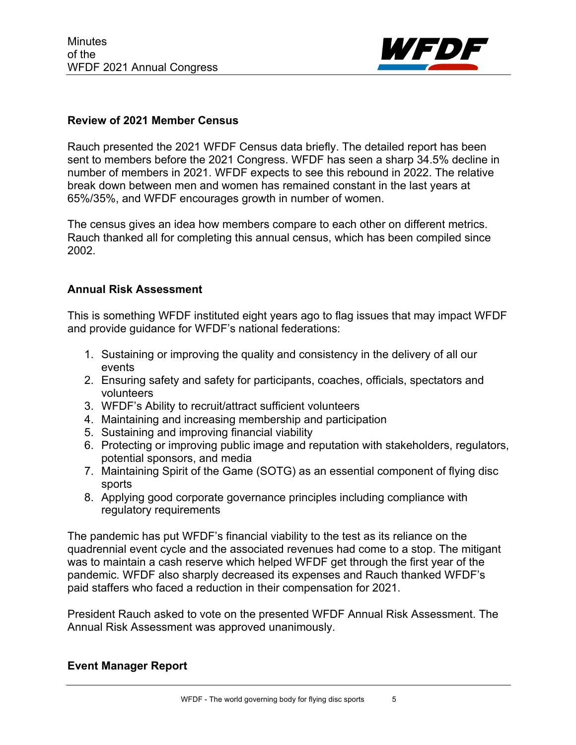**Review of 2021 Member Census**

Rauch presented the 2021 WFDF Census data briefly. The detailed report has been sent to members before the 2021 Congress. WFDF has seen a sharp 34.5% decline in number of members in 2021. WFDF expects to see this rebound in 2022. The relative break down between men and women has remained constant in the last years at 65%/35%, and WFDF encourages growth in number of women.

The census gives an idea how members compare to each other on different metrics. Rauch thanked all for completing this annual census, which has been compiled since 2002.

**Annual Risk Assessment**

This is something WFDF instituted eight years ago to flag issues that may impact WFDF and provide guidance for WFDF's national federations:

1. Sustaining or improving the quality and consistency in the delivery of all our events
2. Ensuring safety and safety for participants, coaches, officials, spectators and volunteers
3. WFDF's Ability to recruit/attract sufficient volunteers
4. Maintaining and increasing membership and participation
5. Sustaining and improving financial viability
6. Protecting or improving public image and reputation with stakeholders, regulators, potential sponsors, and media
7. Maintaining Spirit of the Game (SOTG) as an essential component of flying disc sports
8. Applying good corporate governance principles including compliance with regulatory requirements

The pandemic has put WFDF's financial viability to the test as its reliance on the quadrennial event cycle and the associated revenues had come to a stop. The mitigant was to maintain a cash reserve which helped WFDF get through the first year of the pandemic. WFDF also sharply decreased its expenses and Rauch thanked WFDF's paid staffers who faced a reduction in their compensation for 2021.

President Rauch asked to vote on the presented WFDF Annual Risk Assessment. The Annual Risk Assessment was approved unanimously.

**Event Manager Report**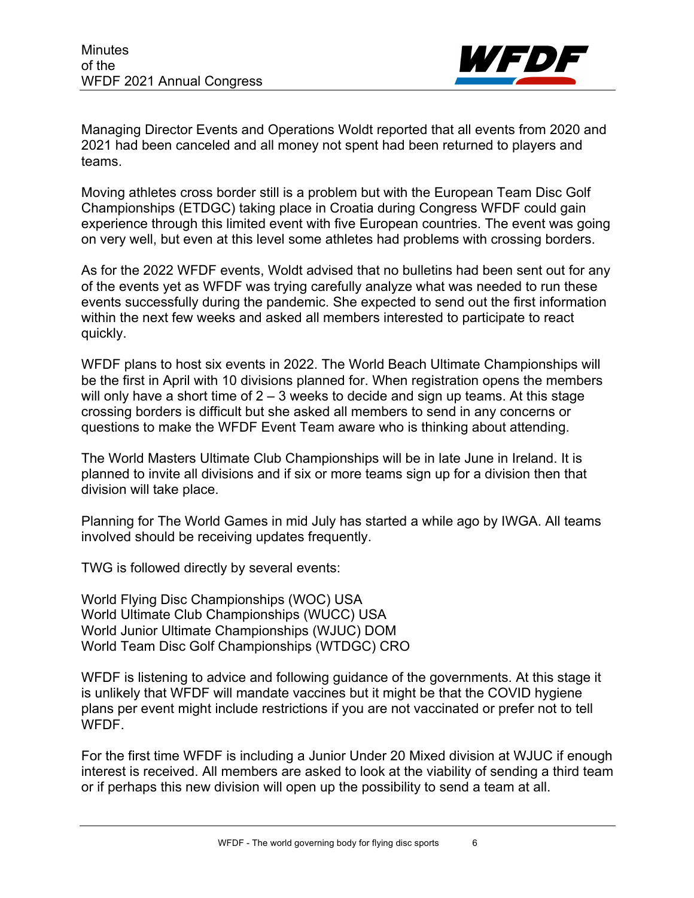Managing Director Events and Operations Woldt reported that all events from 2020 and 2021 had been canceled and all money not spent had been returned to players and teams.

Moving athletes cross border still is a problem but with the European Team Disc Golf Championships (ETDGC) taking place in Croatia during Congress WFDF could gain experience through this limited event with five European countries. The event was going on very well, but even at this level some athletes had problems with crossing borders.

As for the 2022 WFDF events, Woldt advised that no bulletins had been sent out for any of the events yet as WFDF was trying carefully analyze what was needed to run these events successfully during the pandemic. She expected to send out the first information within the next few weeks and asked all members interested to participate to react quickly.

WFDF plans to host six events in 2022. The World Beach Ultimate Championships will be the first in April with 10 divisions planned for. When registration opens the members will only have a short time of 2 – 3 weeks to decide and sign up teams. At this stage crossing borders is difficult but she asked all members to send in any concerns or questions to make the WFDF Event Team aware who is thinking about attending.

The World Masters Ultimate Club Championships will be in late June in Ireland. It is planned to invite all divisions and if six or more teams sign up for a division then that division will take place.

Planning for The World Games in mid July has started a while ago by IWGA. All teams involved should be receiving updates frequently.

TWG is followed directly by several events:

World Flying Disc Championships (WOC) USA
World Ultimate Club Championships (WUCC) USA
World Junior Ultimate Championships (WJUC) DOM
World Team Disc Golf Championships (WTDGC) CRO

WFDF is listening to advice and following guidance of the governments. At this stage it is unlikely that WFDF will mandate vaccines but it might be that the COVID hygiene plans per event might include restrictions if you are not vaccinated or prefer not to tell WFDF.

For the first time WFDF is including a Junior Under 20 Mixed division at WJUC if enough interest is received. All members are asked to look at the viability of sending a third team or if perhaps this new division will open up the possibility to send a team at all.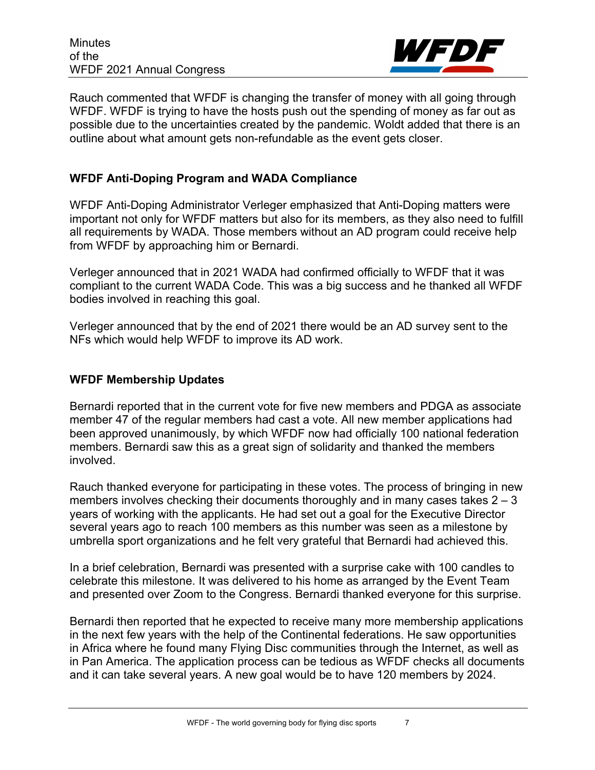Rauch commented that WFDF is changing the transfer of money with all going through WFDF. WFDF is trying to have the hosts push out the spending of money as far out as possible due to the uncertainties created by the pandemic. Woldt added that there is an outline about what amount gets non-refundable as the event gets closer.

## WFDF Anti-Doping Program and WADA Compliance

WFDF Anti-Doping Administrator Verleger emphasized that Anti-Doping matters were important not only for WFDF matters but also for its members, as they also need to fulfill all requirements by WADA. Those members without an AD program could receive help from WFDF by approaching him or Bernardi.

Verleger announced that in 2021 WADA had confirmed officially to WFDF that it was compliant to the current WADA Code. This was a big success and he thanked all WFDF bodies involved in reaching this goal.

Verleger announced that by the end of 2021 there would be an AD survey sent to the NFs which would help WFDF to improve its AD work.

## WFDF Membership Updates

Bernardi reported that in the current vote for five new members and PDGA as associate member 47 of the regular members had cast a vote. All new member applications had been approved unanimously, by which WFDF now had officially 100 national federation members. Bernardi saw this as a great sign of solidarity and thanked the members involved.

Rauch thanked everyone for participating in these votes. The process of bringing in new members involves checking their documents thoroughly and in many cases takes 2 – 3 years of working with the applicants. He had set out a goal for the Executive Director several years ago to reach 100 members as this number was seen as a milestone by umbrella sport organizations and he felt very grateful that Bernardi had achieved this.

In a brief celebration, Bernardi was presented with a surprise cake with 100 candles to celebrate this milestone. It was delivered to his home as arranged by the Event Team and presented over Zoom to the Congress. Bernardi thanked everyone for this surprise.

Bernardi then reported that he expected to receive many more membership applications in the next few years with the help of the Continental federations. He saw opportunities in Africa where he found many Flying Disc communities through the Internet, as well as in Pan America. The application process can be tedious as WFDF checks all documents and it can take several years. A new goal would be to have 120 members by 2024.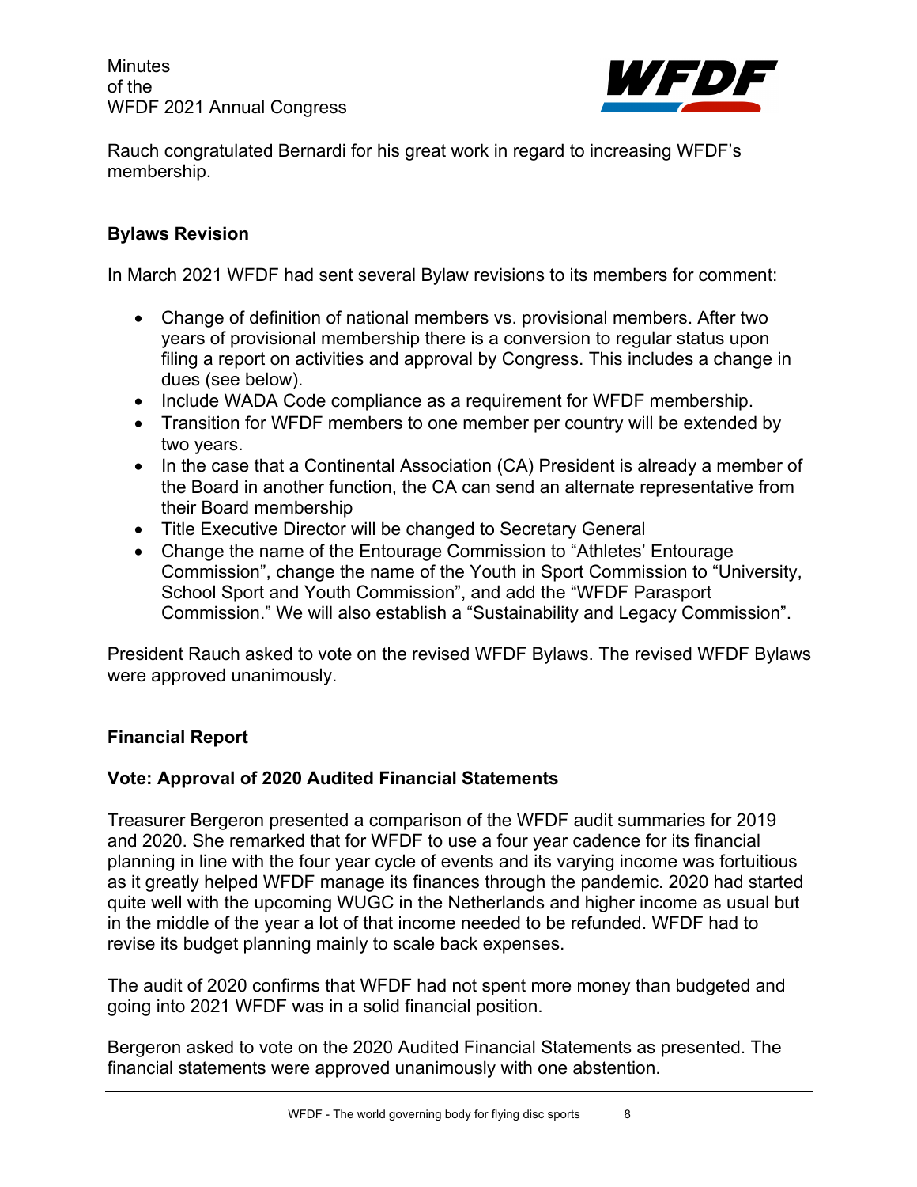Rauch congratulated Bernardi for his great work in regard to increasing WFDF's membership.

**Bylaws Revision**

In March 2021 WFDF had sent several Bylaw revisions to its members for comment:

- Change of definition of national members vs. provisional members. After two years of provisional membership there is a conversion to regular status upon filing a report on activities and approval by Congress. This includes a change in dues (see below).
- Include WADA Code compliance as a requirement for WFDF membership.
- Transition for WFDF members to one member per country will be extended by two years.
- In the case that a Continental Association (CA) President is already a member of the Board in another function, the CA can send an alternate representative from their Board membership
- Title Executive Director will be changed to Secretary General
- Change the name of the Entourage Commission to "Athletes' Entourage Commission", change the name of the Youth in Sport Commission to "University, School Sport and Youth Commission", and add the "WFDF Parasport Commission." We will also establish a "Sustainability and Legacy Commission".

President Rauch asked to vote on the revised WFDF Bylaws. The revised WFDF Bylaws were approved unanimously.

**Financial Report**

**Vote: Approval of 2020 Audited Financial Statements**

Treasurer Bergeron presented a comparison of the WFDF audit summaries for 2019 and 2020. She remarked that for WFDF to use a four year cadence for its financial planning in line with the four year cycle of events and its varying income was fortuitous as it greatly helped WFDF manage its finances through the pandemic. 2020 had started quite well with the upcoming WUGC in the Netherlands and higher income as usual but in the middle of the year a lot of that income needed to be refunded. WFDF had to revise its budget planning mainly to scale back expenses.

The audit of 2020 confirms that WFDF had not spent more money than budgeted and going into 2021 WFDF was in a solid financial position.

Bergeron asked to vote on the 2020 Audited Financial Statements as presented. The financial statements were approved unanimously with one abstention.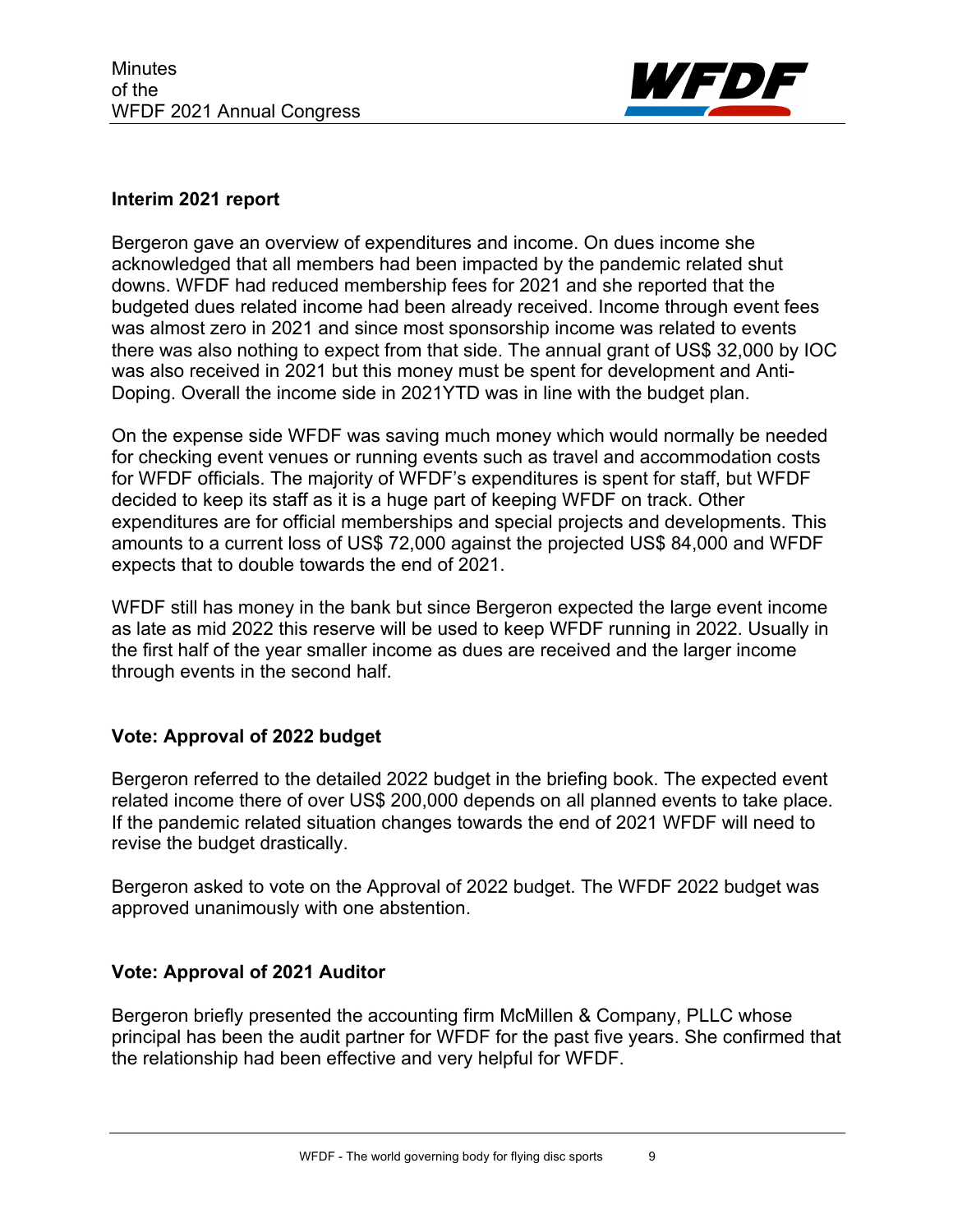## Interim 2021 report

Bergeron gave an overview of expenditures and income. On dues income she acknowledged that all members had been impacted by the pandemic related shut downs. WFDF had reduced membership fees for 2021 and she reported that the budgeted dues related income had been already received. Income through event fees was almost zero in 2021 and since most sponsorship income was related to events there was also nothing to expect from that side. The annual grant of US$ 32,000 by IOC was also received in 2021 but this money must be spent for development and Anti-Doping. Overall the income side in 2021YTD was in line with the budget plan.

On the expense side WFDF was saving much money which would normally be needed for checking event venues or running events such as travel and accommodation costs for WFDF officials. The majority of WFDF's expenditures is spent for staff, but WFDF decided to keep its staff as it is a huge part of keeping WFDF on track. Other expenditures are for official memberships and special projects and developments. This amounts to a current loss of US$ 72,000 against the projected US$ 84,000 and WFDF expects that to double towards the end of 2021.

WFDF still has money in the bank but since Bergeron expected the large event income as late as mid 2022 this reserve will be used to keep WFDF running in 2022. Usually in the first half of the year smaller income as dues are received and the larger income through events in the second half.

## Vote: Approval of 2022 budget

Bergeron referred to the detailed 2022 budget in the briefing book. The expected event related income there of over US$ 200,000 depends on all planned events to take place. If the pandemic related situation changes towards the end of 2021 WFDF will need to revise the budget drastically.

Bergeron asked to vote on the Approval of 2022 budget. The WFDF 2022 budget was approved unanimously with one abstention.

## Vote: Approval of 2021 Auditor

Bergeron briefly presented the accounting firm McMillen & Company, PLLC whose principal has been the audit partner for WFDF for the past five years. She confirmed that the relationship had been effective and very helpful for WFDF.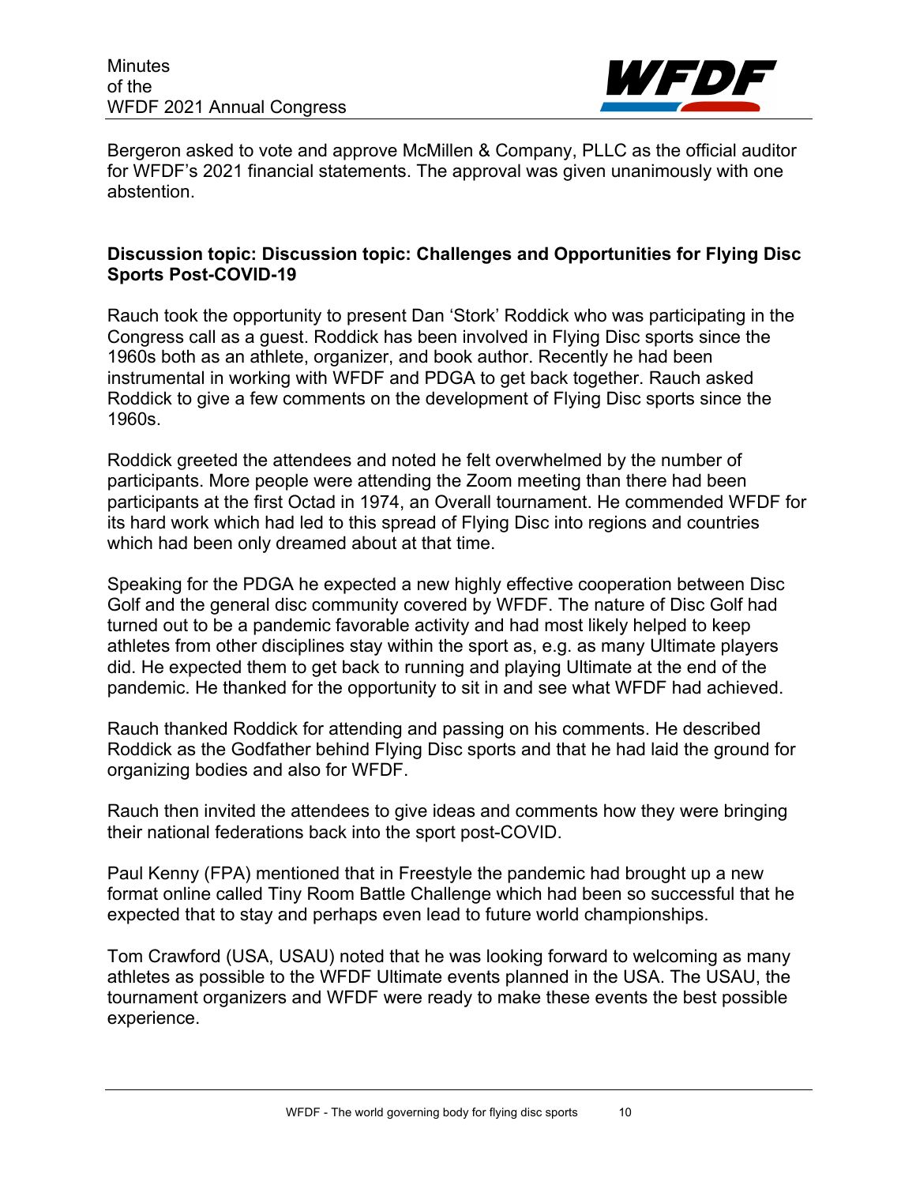Bergeron asked to vote and approve McMillen & Company, PLLC as the official auditor for WFDF's 2021 financial statements. The approval was given unanimously with one abstention.

**Discussion topic: Discussion topic: Challenges and Opportunities for Flying Disc Sports Post-COVID-19**

Rauch took the opportunity to present Dan 'Stork' Roddick who was participating in the Congress call as a guest. Roddick has been involved in Flying Disc sports since the 1960s both as an athlete, organizer, and book author. Recently he had been instrumental in working with WFDF and PDGA to get back together. Rauch asked Roddick to give a few comments on the development of Flying Disc sports since the 1960s.

Roddick greeted the attendees and noted he felt overwhelmed by the number of participants. More people were attending the Zoom meeting than there had been participants at the first Octad in 1974, an Overall tournament. He commended WFDF for its hard work which had led to this spread of Flying Disc into regions and countries which had been only dreamed about at that time.

Speaking for the PDGA he expected a new highly effective cooperation between Disc Golf and the general disc community covered by WFDF. The nature of Disc Golf had turned out to be a pandemic favorable activity and had most likely helped to keep athletes from other disciplines stay within the sport as, e.g. as many Ultimate players did. He expected them to get back to running and playing Ultimate at the end of the pandemic. He thanked for the opportunity to sit in and see what WFDF had achieved.

Rauch thanked Roddick for attending and passing on his comments. He described Roddick as the Godfather behind Flying Disc sports and that he had laid the ground for organizing bodies and also for WFDF.

Rauch then invited the attendees to give ideas and comments how they were bringing their national federations back into the sport post-COVID.

Paul Kenny (FPA) mentioned that in Freestyle the pandemic had brought up a new format online called Tiny Room Battle Challenge which had been so successful that he expected that to stay and perhaps even lead to future world championships.

Tom Crawford (USA, USAU) noted that he was looking forward to welcoming as many athletes as possible to the WFDF Ultimate events planned in the USA. The USAU, the tournament organizers and WFDF were ready to make these events the best possible experience.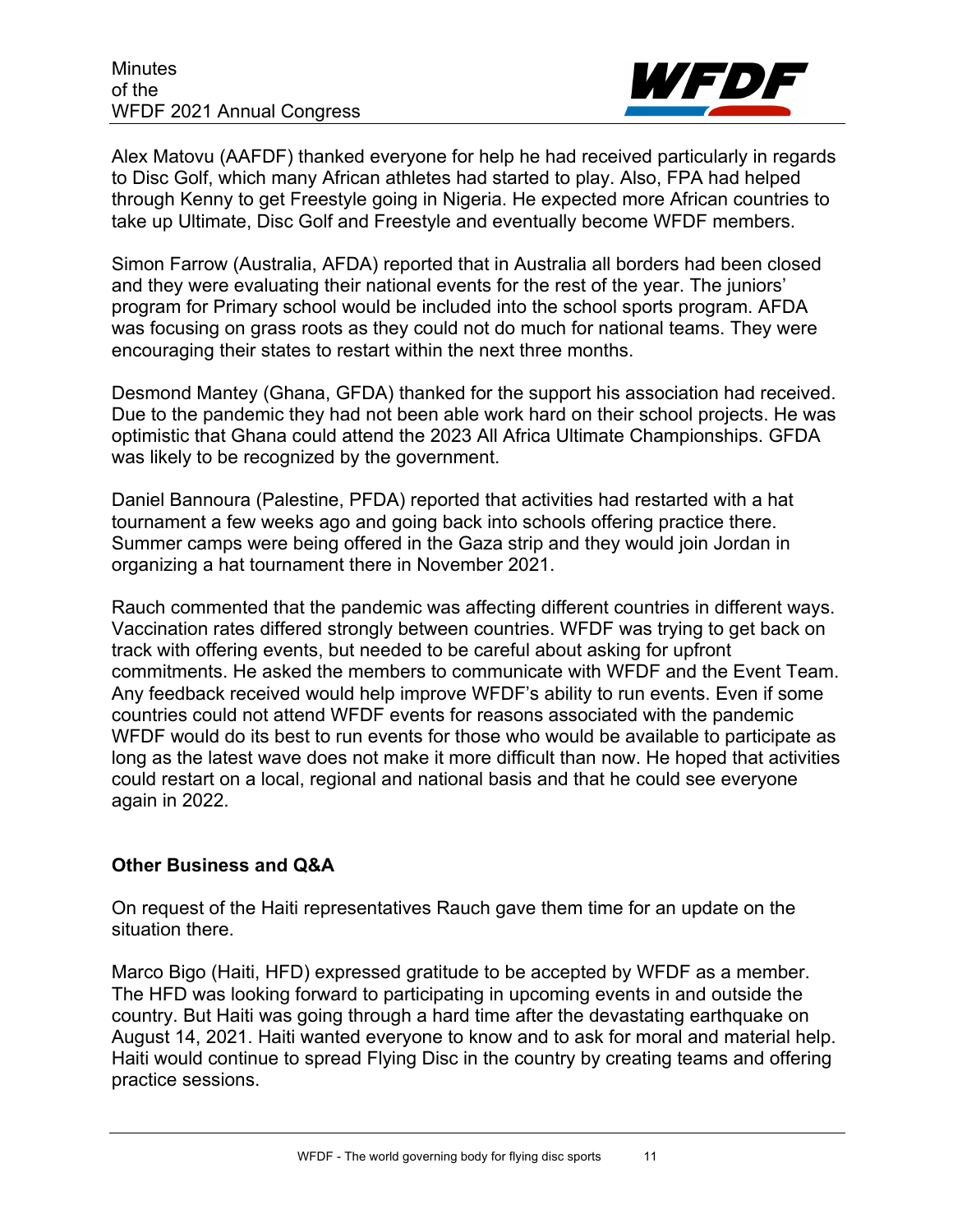Alex Matovu (AAFDF) thanked everyone for help he had received particularly in regards to Disc Golf, which many African athletes had started to play. Also, FPA had helped through Kenny to get Freestyle going in Nigeria. He expected more African countries to take up Ultimate, Disc Golf and Freestyle and eventually become WFDF members.

Simon Farrow (Australia, AFDA) reported that in Australia all borders had been closed and they were evaluating their national events for the rest of the year. The juniors' program for Primary school would be included into the school sports program. AFDA was focusing on grass roots as they could not do much for national teams. They were encouraging their states to restart within the next three months.

Desmond Mantey (Ghana, GFDA) thanked for the support his association had received. Due to the pandemic they had not been able work hard on their school projects. He was optimistic that Ghana could attend the 2023 All Africa Ultimate Championships. GFDA was likely to be recognized by the government.

Daniel Bannoura (Palestine, PFDA) reported that activities had restarted with a hat tournament a few weeks ago and going back into schools offering practice there. Summer camps were being offered in the Gaza strip and they would join Jordan in organizing a hat tournament there in November 2021.

Rauch commented that the pandemic was affecting different countries in different ways. Vaccination rates differed strongly between countries. WFDF was trying to get back on track with offering events, but needed to be careful about asking for upfront commitments. He asked the members to communicate with WFDF and the Event Team. Any feedback received would help improve WFDF's ability to run events. Even if some countries could not attend WFDF events for reasons associated with the pandemic WFDF would do its best to run events for those who would be available to participate as long as the latest wave does not make it more difficult than now. He hoped that activities could restart on a local, regional and national basis and that he could see everyone again in 2022.

## Other Business and Q&A

On request of the Haiti representatives Rauch gave them time for an update on the situation there.

Marco Bigo (Haiti, HFD) expressed gratitude to be accepted by WFDF as a member. The HFD was looking forward to participating in upcoming events in and outside the country. But Haiti was going through a hard time after the devastating earthquake on August 14, 2021. Haiti wanted everyone to know and to ask for moral and material help. Haiti would continue to spread Flying Disc in the country by creating teams and offering practice sessions.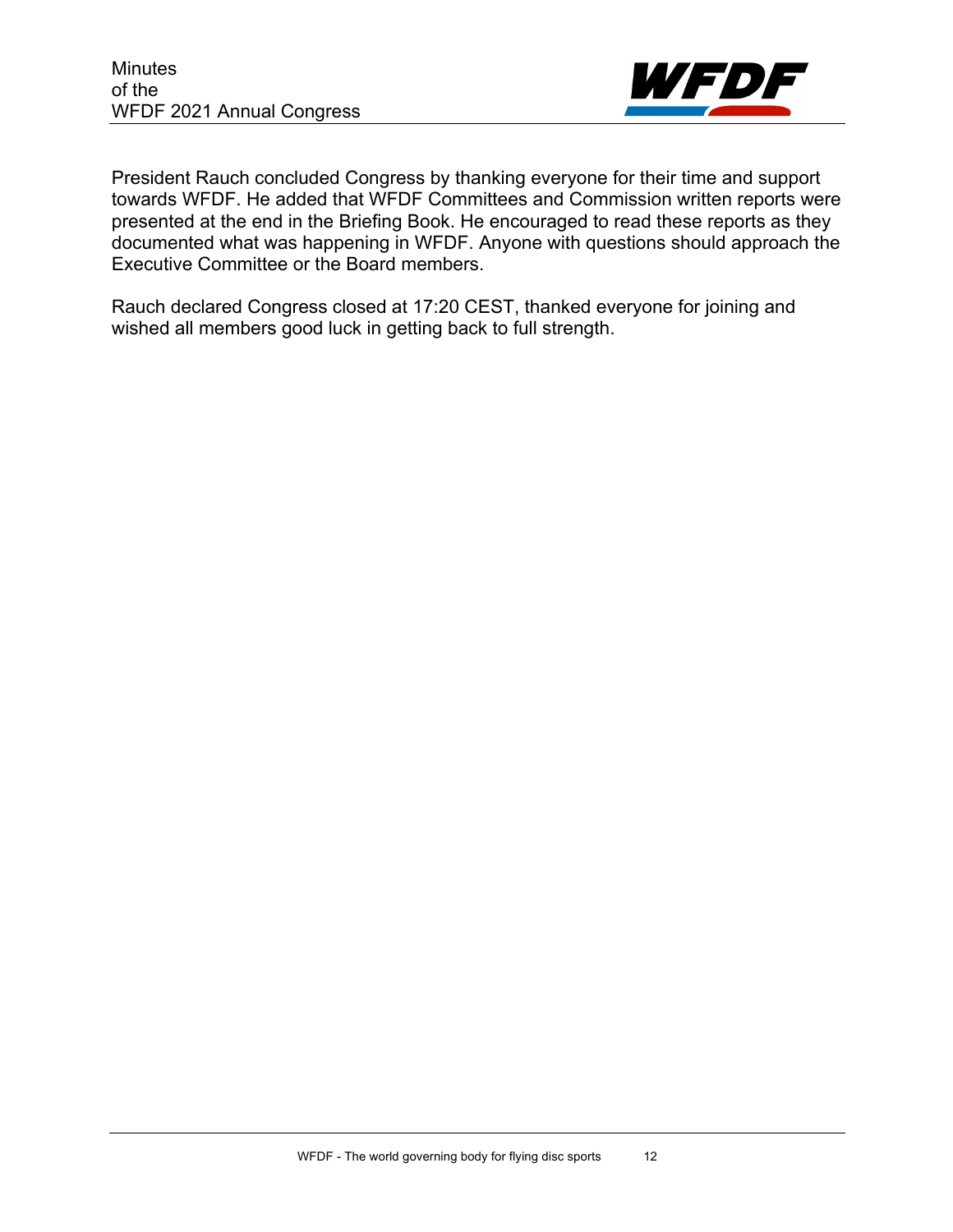President Rauch concluded Congress by thanking everyone for their time and support towards WFDF. He added that WFDF Committees and Commission written reports were presented at the end in the Briefing Book. He encouraged to read these reports as they documented what was happening in WFDF. Anyone with questions should approach the Executive Committee or the Board members.

Rauch declared Congress closed at 17:20 CEST, thanked everyone for joining and wished all members good luck in getting back to full strength.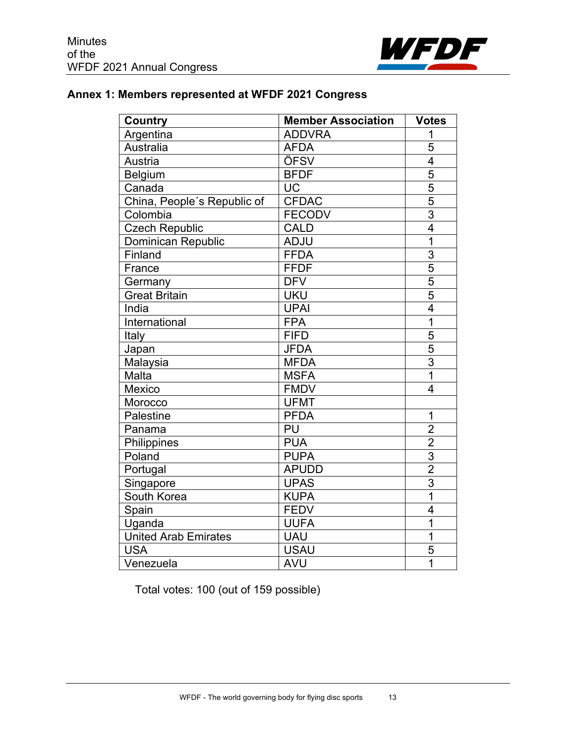## Annex 1: Members represented at WFDF 2021 Congress

| Country | Member Association | Votes |
|---|---|---|
| Argentina | ADDVRA | 1 |
| Australia | AFDA | 5 |
| Austria | ÖFSV | 4 |
| Belgium | BFDF | 5 |
| Canada | UC | 5 |
| China, People´s Republic of | CFDAC | 5 |
| Colombia | FECODV | 3 |
| Czech Republic | CALD | 4 |
| Dominican Republic | ADJU | 1 |
| Finland | FFDA | 3 |
| France | FFDF | 5 |
| Germany | DFV | 5 |
| Great Britain | UKU | 5 |
| India | UPAI | 4 |
| International | FPA | 1 |
| Italy | FIFD | 5 |
| Japan | JFDA | 5 |
| Malaysia | MFDA | 3 |
| Malta | MSFA | 1 |
| Mexico | FMDV | 4 |
| Morocco | UFMT | |
| Palestine | PFDA | 1 |
| Panama | PU | 2 |
| Philippines | PUA | 2 |
| Poland | PUPA | 3 |
| Portugal | APUDD | 2 |
| Singapore | UPAS | 3 |
| South Korea | KUPA | 1 |
| Spain | FEDV | 4 |
| Uganda | UUFA | 1 |
| United Arab Emirates | UAU | 1 |
| USA | USAU | 5 |
| Venezuela | AVU | 1 |

Total votes: 100 (out of 159 possible)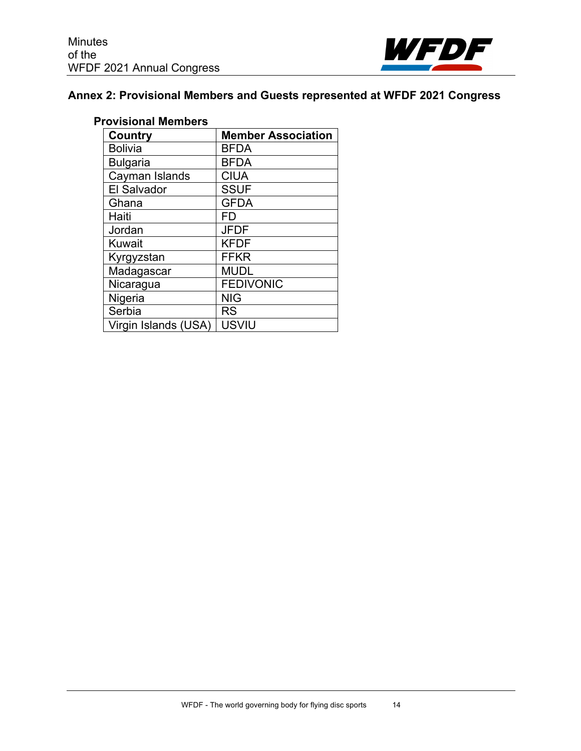## Annex 2: Provisional Members and Guests represented at WFDF 2021 Congress

### Provisional Members

| Country | Member Association |
|---|---|
| Bolivia | BFDA |
| Bulgaria | BFDA |
| Cayman Islands | CIUA |
| El Salvador | SSUF |
| Ghana | GFDA |
| Haiti | FD |
| Jordan | JFDF |
| Kuwait | KFDF |
| Kyrgyzstan | FFKR |
| Madagascar | MUDL |
| Nicaragua | FEDIVONIC |
| Nigeria | NIG |
| Serbia | RS |
| Virgin Islands (USA) | USVIU |